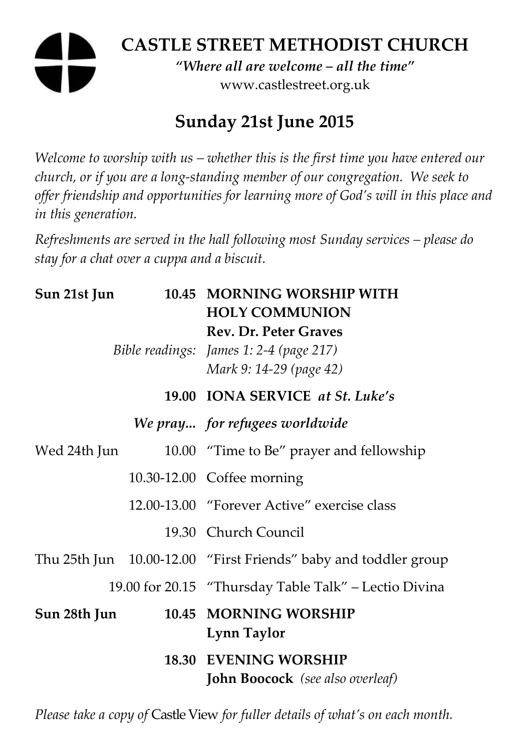# CASTLE STREET METHODIST CHURCH

***"Where all are welcome – all the time"***

www.castlestreet.org.uk

## Sunday 21st June 2015

*Welcome to worship with us – whether this is the first time you have entered our church, or if you are a long-standing member of our congregation. We seek to offer friendship and opportunities for learning more of God's will in this place and in this generation.*

*Refreshments are served in the hall following most Sunday services – please do stay for a chat over a cuppa and a biscuit.*

| | | |
|---|---|---|
| **Sun 21st Jun** | **10.45** | **MORNING WORSHIP WITH HOLY COMMUNION** |
| | | **Rev. Dr. Peter Graves** |
| | *Bible readings:* | *James 1: 2-4 (page 217)* |
| | | *Mark 9: 14-29 (page 42)* |
| | **19.00** | **IONA SERVICE** ***at St. Luke's*** |
| | ***We pray...*** | ***for refugees worldwide*** |
| Wed 24th Jun | 10.00 | "Time to Be" prayer and fellowship |
| | 10.30-12.00 | Coffee morning |
| | 12.00-13.00 | "Forever Active" exercise class |
| | 19.30 | Church Council |
| Thu 25th Jun | 10.00-12.00 | "First Friends" baby and toddler group |
| | 19.00 for 20.15 | "Thursday Table Talk" – Lectio Divina |
| **Sun 28th Jun** | **10.45** | **MORNING WORSHIP** |
| | | **Lynn Taylor** |
| | **18.30** | **EVENING WORSHIP** |
| | | **John Boocock** *(see also overleaf)* |

*Please take a copy of* Castle View *for fuller details of what's on each month.*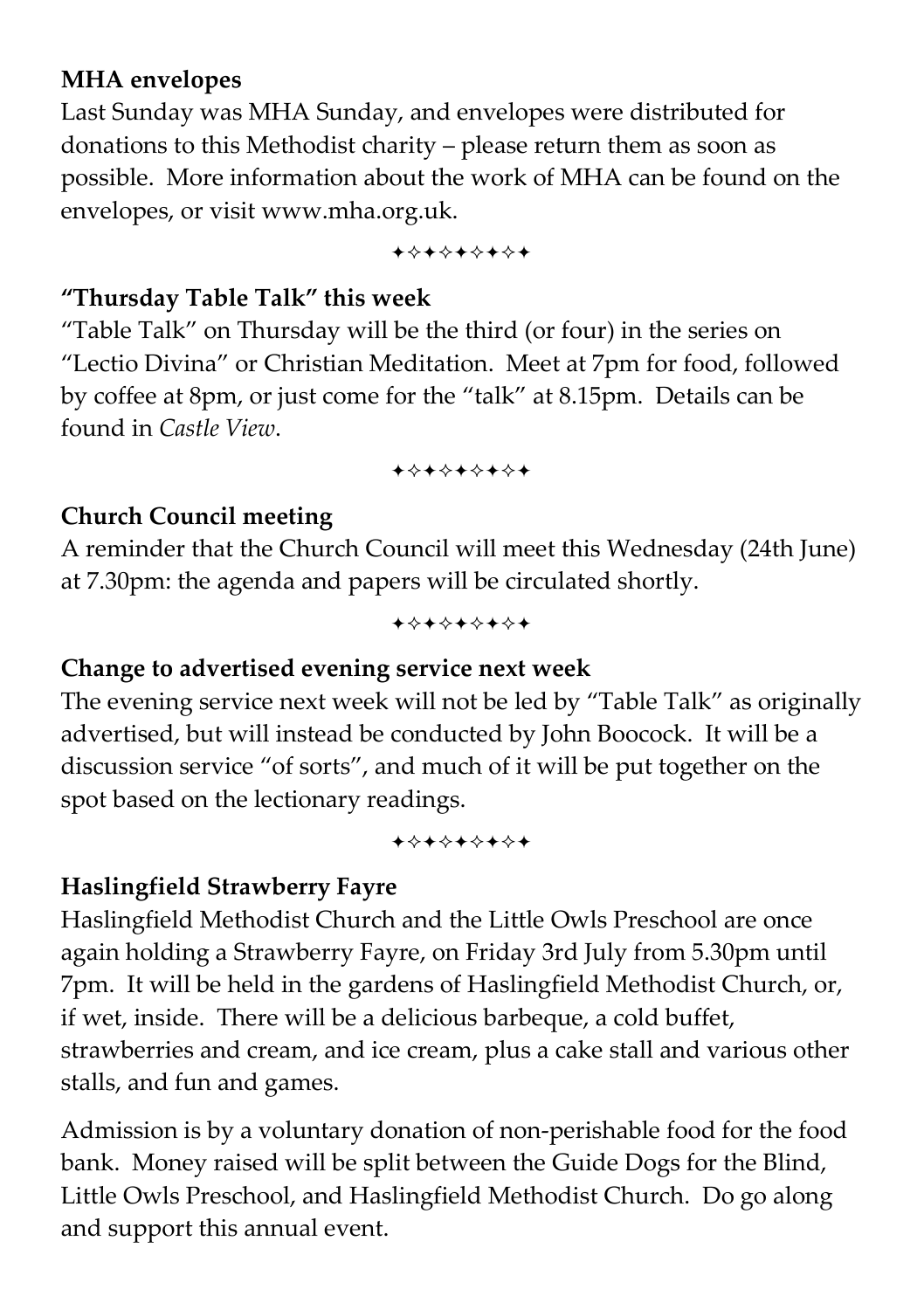**MHA envelopes**

Last Sunday was MHA Sunday, and envelopes were distributed for donations to this Methodist charity – please return them as soon as possible. More information about the work of MHA can be found on the envelopes, or visit www.mha.org.uk.

✦✧✦✧✦✧✦✧✦

**"Thursday Table Talk" this week**

"Table Talk" on Thursday will be the third (or four) in the series on "Lectio Divina" or Christian Meditation. Meet at 7pm for food, followed by coffee at 8pm, or just come for the "talk" at 8.15pm. Details can be found in *Castle View*.

✦✧✦✧✦✧✦✧✦

**Church Council meeting**

A reminder that the Church Council will meet this Wednesday (24th June) at 7.30pm: the agenda and papers will be circulated shortly.

✦✧✦✧✦✧✦✧✦

**Change to advertised evening service next week**

The evening service next week will not be led by "Table Talk" as originally advertised, but will instead be conducted by John Boocock. It will be a discussion service "of sorts", and much of it will be put together on the spot based on the lectionary readings.

✦✧✦✧✦✧✦✧✦

**Haslingfield Strawberry Fayre**

Haslingfield Methodist Church and the Little Owls Preschool are once again holding a Strawberry Fayre, on Friday 3rd July from 5.30pm until 7pm. It will be held in the gardens of Haslingfield Methodist Church, or, if wet, inside. There will be a delicious barbeque, a cold buffet, strawberries and cream, and ice cream, plus a cake stall and various other stalls, and fun and games.

Admission is by a voluntary donation of non-perishable food for the food bank. Money raised will be split between the Guide Dogs for the Blind, Little Owls Preschool, and Haslingfield Methodist Church. Do go along and support this annual event.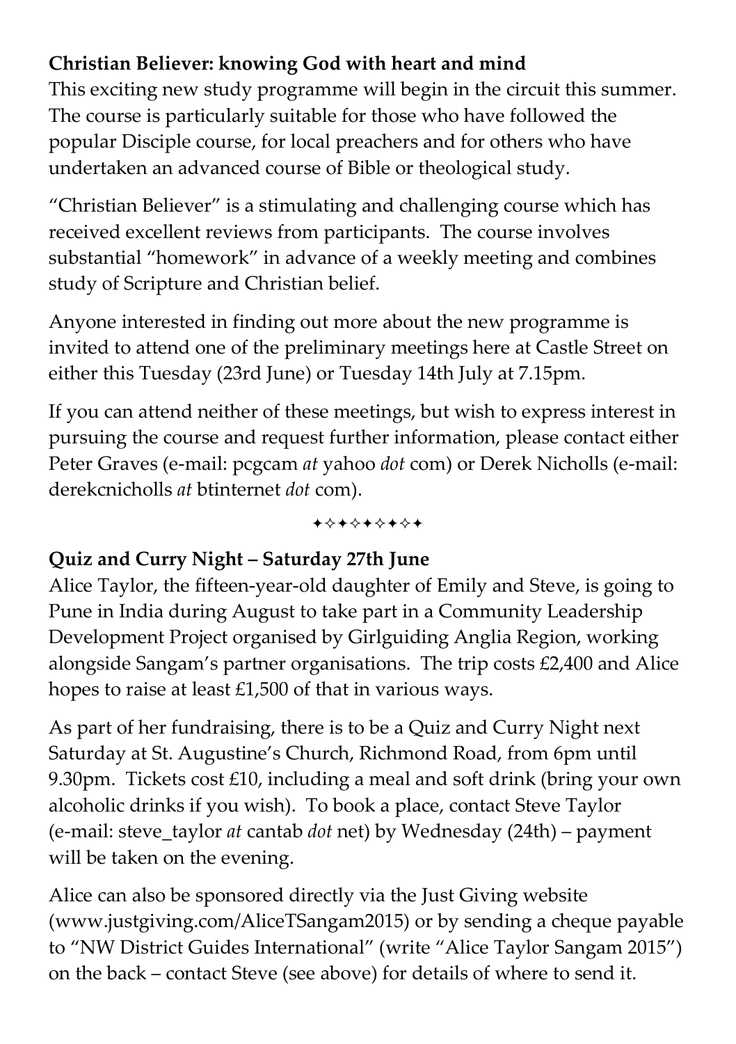**Christian Believer: knowing God with heart and mind**
This exciting new study programme will begin in the circuit this summer. The course is particularly suitable for those who have followed the popular Disciple course, for local preachers and for others who have undertaken an advanced course of Bible or theological study.

"Christian Believer" is a stimulating and challenging course which has received excellent reviews from participants. The course involves substantial "homework" in advance of a weekly meeting and combines study of Scripture and Christian belief.

Anyone interested in finding out more about the new programme is invited to attend one of the preliminary meetings here at Castle Street on either this Tuesday (23rd June) or Tuesday 14th July at 7.15pm.

If you can attend neither of these meetings, but wish to express interest in pursuing the course and request further information, please contact either Peter Graves (e-mail: pcgcam *at* yahoo *dot* com) or Derek Nicholls (e-mail: derekcnicholls *at* btinternet *dot* com).

✦✧✦✧✦✦✧✦

**Quiz and Curry Night – Saturday 27th June**
Alice Taylor, the fifteen-year-old daughter of Emily and Steve, is going to Pune in India during August to take part in a Community Leadership Development Project organised by Girlguiding Anglia Region, working alongside Sangam's partner organisations. The trip costs £2,400 and Alice hopes to raise at least £1,500 of that in various ways.

As part of her fundraising, there is to be a Quiz and Curry Night next Saturday at St. Augustine's Church, Richmond Road, from 6pm until 9.30pm. Tickets cost £10, including a meal and soft drink (bring your own alcoholic drinks if you wish). To book a place, contact Steve Taylor (e-mail: steve_taylor *at* cantab *dot* net) by Wednesday (24th) – payment will be taken on the evening.

Alice can also be sponsored directly via the Just Giving website (www.justgiving.com/AliceTSangam2015) or by sending a cheque payable to "NW District Guides International" (write "Alice Taylor Sangam 2015") on the back – contact Steve (see above) for details of where to send it.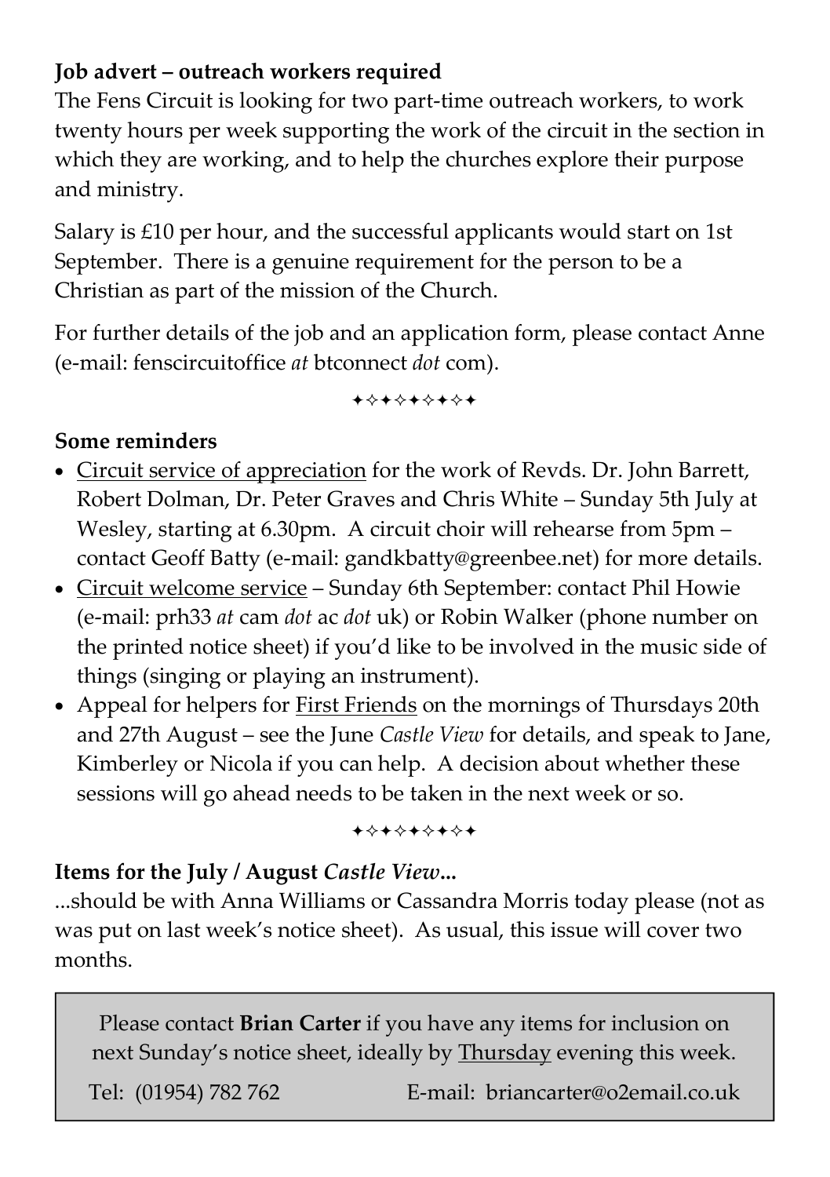**Job advert – outreach workers required**

The Fens Circuit is looking for two part-time outreach workers, to work twenty hours per week supporting the work of the circuit in the section in which they are working, and to help the churches explore their purpose and ministry.

Salary is £10 per hour, and the successful applicants would start on 1st September. There is a genuine requirement for the person to be a Christian as part of the mission of the Church.

For further details of the job and an application form, please contact Anne (e-mail: fenscircuitoffice *at* btconnect *dot* com).

✦✧✦✧✦✧✦✧✦

**Some reminders**

- Circuit service of appreciation for the work of Revds. Dr. John Barrett, Robert Dolman, Dr. Peter Graves and Chris White – Sunday 5th July at Wesley, starting at 6.30pm. A circuit choir will rehearse from 5pm – contact Geoff Batty (e-mail: gandkbatty@greenbee.net) for more details.
- Circuit welcome service – Sunday 6th September: contact Phil Howie (e-mail: prh33 *at* cam *dot* ac *dot* uk) or Robin Walker (phone number on the printed notice sheet) if you'd like to be involved in the music side of things (singing or playing an instrument).
- Appeal for helpers for First Friends on the mornings of Thursdays 20th and 27th August – see the June *Castle View* for details, and speak to Jane, Kimberley or Nicola if you can help. A decision about whether these sessions will go ahead needs to be taken in the next week or so.

✦✧✦✧✦✧✦✧✦

**Items for the July / August *Castle View*...**

...should be with Anna Williams or Cassandra Morris today please (not as was put on last week's notice sheet). As usual, this issue will cover two months.

Please contact **Brian Carter** if you have any items for inclusion on next Sunday's notice sheet, ideally by Thursday evening this week.

Tel: (01954) 782 762 E-mail: briancarter@o2email.co.uk